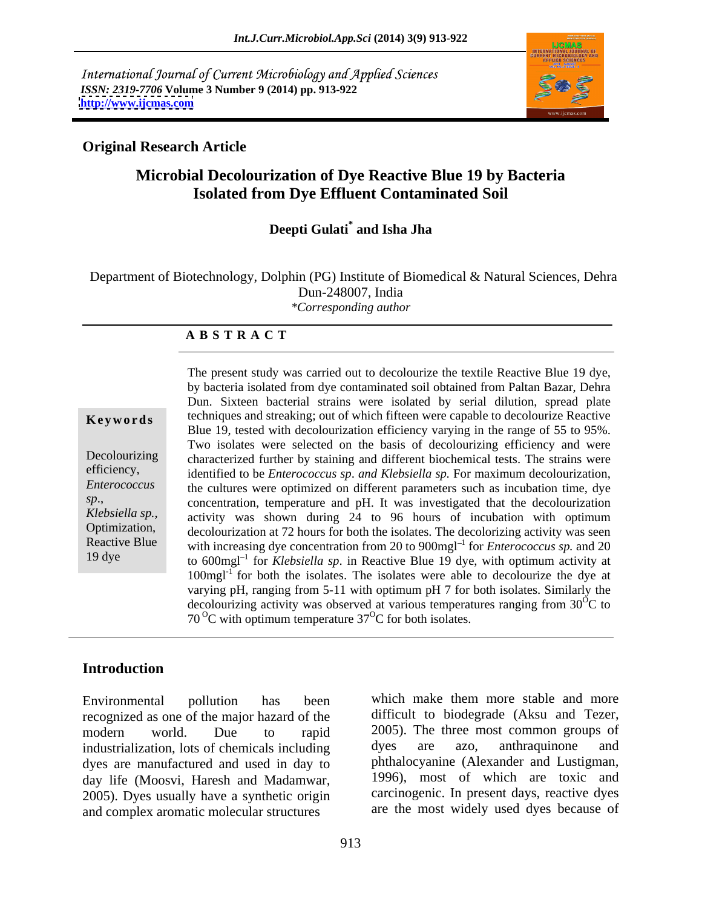International Journal of Current Microbiology and Applied Sciences
*ISSN: 2319-7706* **Volume 3 Number 9 (2014) pp. 913-922**
**http://www.ijcmas.com**

**Original Research Article**

# Microbial Decolourization of Dye Reactive Blue 19 by Bacteria Isolated from Dye Effluent Contaminated Soil

**Deepti Gulati* and Isha Jha**

Department of Biotechnology, Dolphin (PG) Institute of Biomedical & Natural Sciences, Dehra Dun-248007, India
*\*Corresponding author*

## A B S T R A C T

**Keywords**

Decolourizing efficiency, *Enterococcus sp*., *Klebsiella sp.*, Optimization, Reactive Blue 19 dye

The present study was carried out to decolourize the textile Reactive Blue 19 dye, by bacteria isolated from dye contaminated soil obtained from Paltan Bazar, Dehra Dun. Sixteen bacterial strains were isolated by serial dilution, spread plate techniques and streaking; out of which fifteen were capable to decolourize Reactive Blue 19, tested with decolourization efficiency varying in the range of 55 to 95%. Two isolates were selected on the basis of decolourizing efficiency and were characterized further by staining and different biochemical tests. The strains were identified to be *Enterococcus sp*. *and Klebsiella sp.* For maximum decolourization, the cultures were optimized on different parameters such as incubation time, dye concentration, temperature and pH. It was investigated that the decolourization activity was shown during 24 to 96 hours of incubation with optimum decolourization at 72 hours for both the isolates. The decolorizing activity was seen with increasing dye concentration from 20 to 900mgl$^{-1}$ for *Enterococcus sp.* and 20 to 600mgl$^{-1}$ for *Klebsiella sp*. in Reactive Blue 19 dye, with optimum activity at 100mgl$^{-1}$ for both the isolates. The isolates were able to decolourize the dye at varying pH, ranging from 5-11 with optimum pH 7 for both isolates. Similarly the decolourizing activity was observed at various temperatures ranging from 30$^{O}$C to 70 $^{O}$C with optimum temperature 37$^{O}$C for both isolates.

## Introduction

Environmental pollution has been recognized as one of the major hazard of the modern world. Due to rapid industrialization, lots of chemicals including dyes are manufactured and used in day to day life (Moosvi, Haresh and Madamwar, 2005). Dyes usually have a synthetic origin and complex aromatic molecular structures which make them more stable and more difficult to biodegrade (Aksu and Tezer, 2005). The three most common groups of dyes are azo, anthraquinone and phthalocyanine (Alexander and Lustigman, 1996), most of which are toxic and carcinogenic. In present days, reactive dyes are the most widely used dyes because of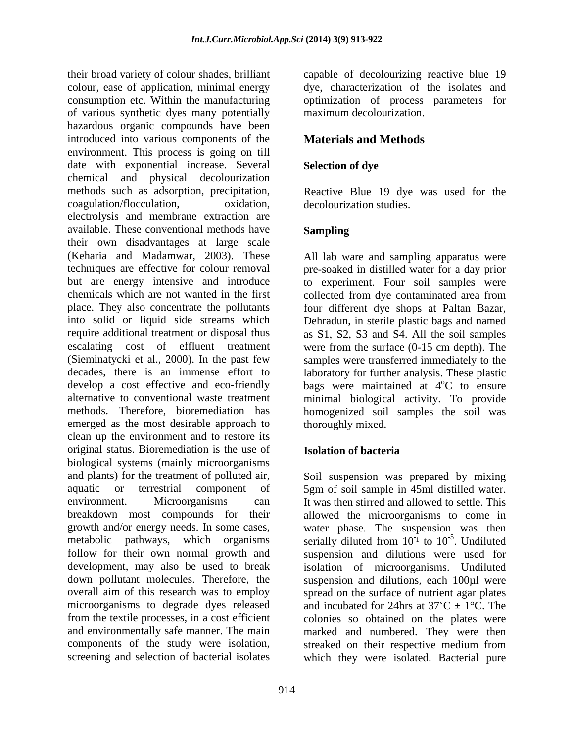their broad variety of colour shades, brilliant colour, ease of application, minimal energy consumption etc. Within the manufacturing of various synthetic dyes many potentially hazardous organic compounds have been introduced into various components of the environment. This process is going on till date with exponential increase. Several chemical and physical decolourization methods such as adsorption, precipitation, coagulation/flocculation, oxidation, electrolysis and membrane extraction are available. These conventional methods have their own disadvantages at large scale (Keharia and Madamwar, 2003). These techniques are effective for colour removal but are energy intensive and introduce chemicals which are not wanted in the first place. They also concentrate the pollutants into solid or liquid side streams which require additional treatment or disposal thus escalating cost of effluent treatment (Sieminatycki et al., 2000). In the past few decades, there is an immense effort to develop a cost effective and eco-friendly alternative to conventional waste treatment methods. Therefore, bioremediation has emerged as the most desirable approach to clean up the environment and to restore its original status. Bioremediation is the use of biological systems (mainly microorganisms and plants) for the treatment of polluted air, aquatic or terrestrial component of environment. Microorganisms can breakdown most compounds for their growth and/or energy needs. In some cases, metabolic pathways, which organisms follow for their own normal growth and development, may also be used to break down pollutant molecules. Therefore, the overall aim of this research was to employ microorganisms to degrade dyes released from the textile processes, in a cost efficient and environmentally safe manner. The main components of the study were isolation, screening and selection of bacterial isolates capable of decolourizing reactive blue 19 dye, characterization of the isolates and optimization of process parameters for maximum decolourization.

## Materials and Methods

### Selection of dye

Reactive Blue 19 dye was used for the decolourization studies.

### Sampling

All lab ware and sampling apparatus were pre-soaked in distilled water for a day prior to experiment. Four soil samples were collected from dye contaminated area from four different dye shops at Paltan Bazar, Dehradun, in sterile plastic bags and named as S1, S2, S3 and S4. All the soil samples were from the surface (0-15 cm depth). The samples were transferred immediately to the laboratory for further analysis. These plastic bags were maintained at $4^{o}$C to ensure minimal biological activity. To provide homogenized soil samples the soil was thoroughly mixed.

### Isolation of bacteria

Soil suspension was prepared by mixing 5gm of soil sample in 45ml distilled water. It was then stirred and allowed to settle. This allowed the microorganisms to come in water phase. The suspension was then serially diluted from $10^{-1}$ to $10^{-5}$. Undiluted suspension and dilutions were used for isolation of microorganisms. Undiluted suspension and dilutions, each 100µl were spread on the surface of nutrient agar plates and incubated for 24hrs at 37˚C ± 1°C. The colonies so obtained on the plates were marked and numbered. They were then streaked on their respective medium from which they were isolated. Bacterial pure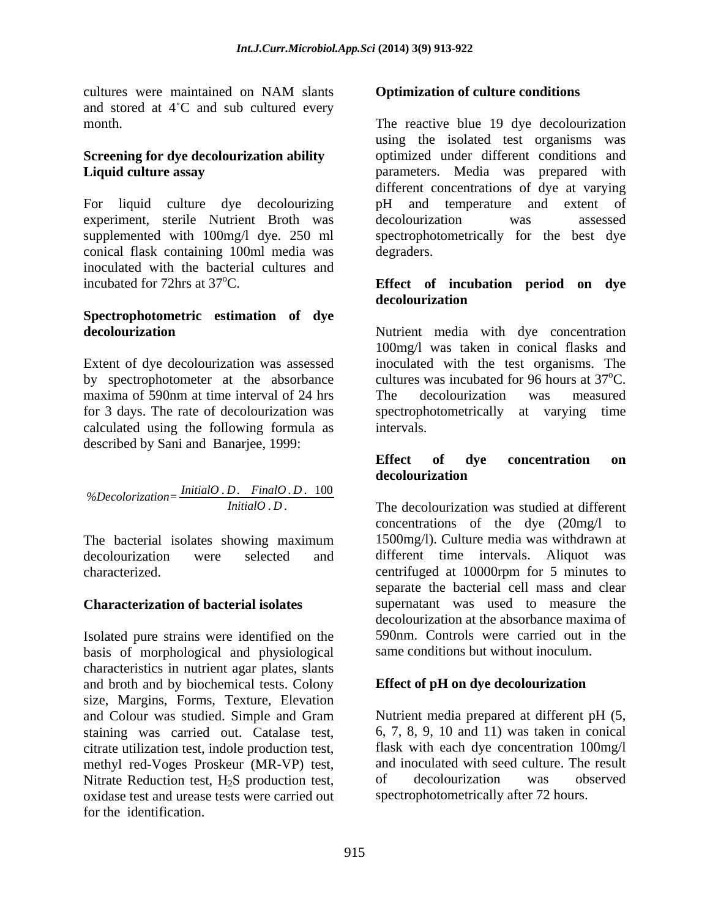cultures were maintained on NAM slants and stored at 4˚C and sub cultured every month.

**Screening for dye decolourization ability Liquid culture assay**

For liquid culture dye decolourizing experiment, sterile Nutrient Broth was supplemented with 100mg/l dye. 250 ml conical flask containing 100ml media was inoculated with the bacterial cultures and incubated for 72hrs at 37$^o$C.

**Spectrophotometric estimation of dye decolourization**

Extent of dye decolourization was assessed by spectrophotometer at the absorbance maxima of 590nm at time interval of 24 hrs for 3 days. The rate of decolourization was calculated using the following formula as described by Sani and Banarjee, 1999:

$$\%Decolorization = \frac{Initial O.D. - Final O.D. \times 100}{Initial O.D.}$$

The bacterial isolates showing maximum decolourization were selected and characterized.

**Characterization of bacterial isolates**

Isolated pure strains were identified on the basis of morphological and physiological characteristics in nutrient agar plates, slants and broth and by biochemical tests. Colony size, Margins, Forms, Texture, Elevation and Colour was studied. Simple and Gram staining was carried out. Catalase test, citrate utilization test, indole production test, methyl red-Voges Proskeur (MR-VP) test, Nitrate Reduction test, $H_2S$ production test, oxidase test and urease tests were carried out for the identification.

**Optimization of culture conditions**

The reactive blue 19 dye decolourization using the isolated test organisms was optimized under different conditions and parameters. Media was prepared with different concentrations of dye at varying pH and temperature and extent of decolourization was assessed spectrophotometrically for the best dye degraders.

**Effect of incubation period on dye decolourization**

Nutrient media with dye concentration 100mg/l was taken in conical flasks and inoculated with the test organisms. The cultures was incubated for 96 hours at 37$^o$C. The decolourization was measured spectrophotometrically at varying time intervals.

**Effect of dye concentration on decolourization**

The decolourization was studied at different concentrations of the dye (20mg/l to 1500mg/l). Culture media was withdrawn at different time intervals. Aliquot was centrifuged at 10000rpm for 5 minutes to separate the bacterial cell mass and clear supernatant was used to measure the decolourization at the absorbance maxima of 590nm. Controls were carried out in the same conditions but without inoculum.

**Effect of pH on dye decolourization**

Nutrient media prepared at different pH (5, 6, 7, 8, 9, 10 and 11) was taken in conical flask with each dye concentration 100mg/l and inoculated with seed culture. The result of decolourization was observed spectrophotometrically after 72 hours.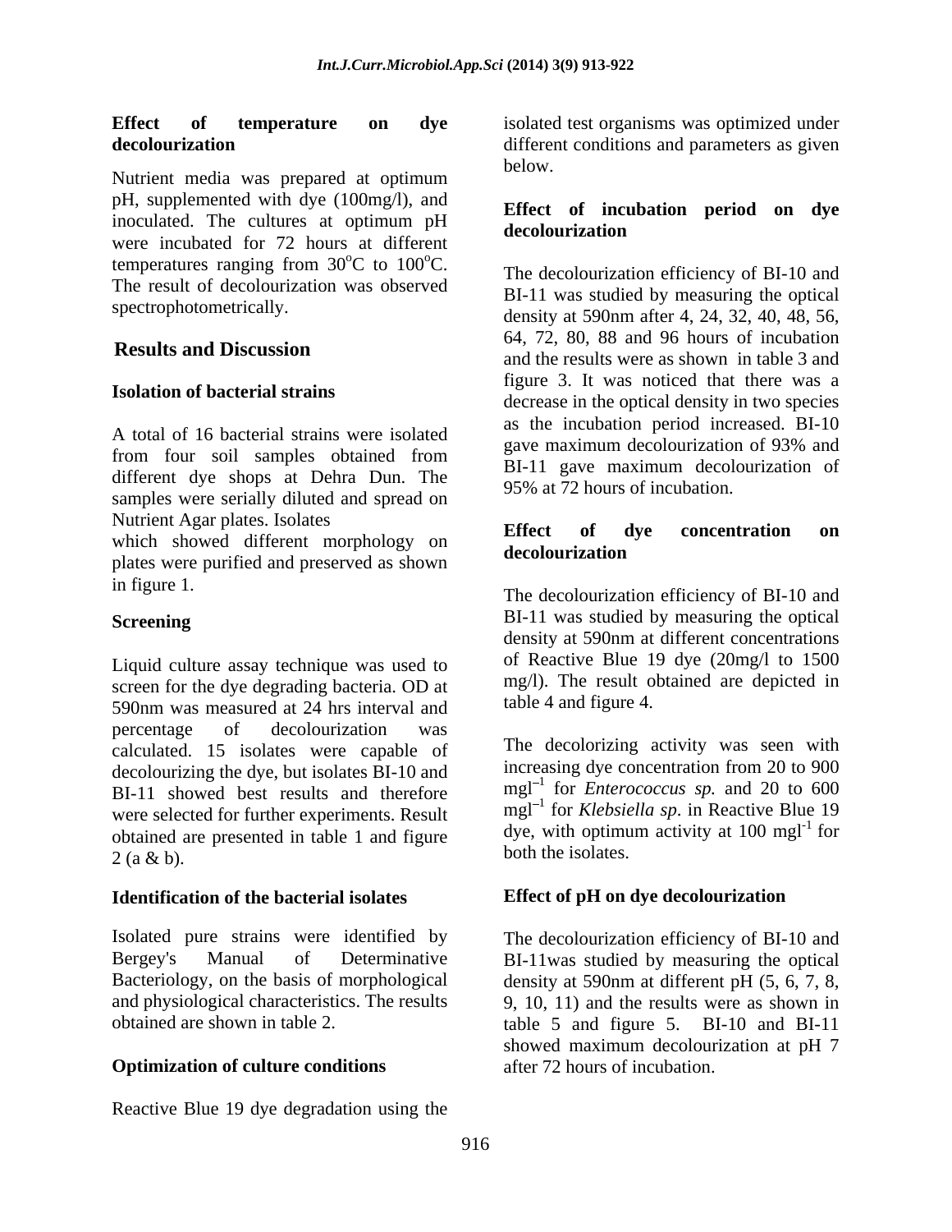**Effect of temperature on dye decolourization**

Nutrient media was prepared at optimum pH, supplemented with dye (100mg/l), and inoculated. The cultures at optimum pH were incubated for 72 hours at different temperatures ranging from 30°C to 100°C. The result of decolourization was observed spectrophotometrically.

## Results and Discussion

**Isolation of bacterial strains**

A total of 16 bacterial strains were isolated from four soil samples obtained from different dye shops at Dehra Dun. The samples were serially diluted and spread on Nutrient Agar plates. Isolates which showed different morphology on plates were purified and preserved as shown in figure 1.

**Screening**

Liquid culture assay technique was used to screen for the dye degrading bacteria. OD at 590nm was measured at 24 hrs interval and percentage of decolourization was calculated. 15 isolates were capable of decolourizing the dye, but isolates BI-10 and BI-11 showed best results and therefore were selected for further experiments. Result obtained are presented in table 1 and figure 2 (a & b).

**Identification of the bacterial isolates**

Isolated pure strains were identified by Bergey's Manual of Determinative Bacteriology, on the basis of morphological and physiological characteristics. The results obtained are shown in table 2.

**Optimization of culture conditions**

Reactive Blue 19 dye degradation using the isolated test organisms was optimized under different conditions and parameters as given below.

**Effect of incubation period on dye decolourization**

The decolourization efficiency of BI-10 and BI-11 was studied by measuring the optical density at 590nm after 4, 24, 32, 40, 48, 56, 64, 72, 80, 88 and 96 hours of incubation and the results were as shown in table 3 and figure 3. It was noticed that there was a decrease in the optical density in two species as the incubation period increased. BI-10 gave maximum decolourization of 93% and BI-11 gave maximum decolourization of 95% at 72 hours of incubation.

**Effect of dye concentration on decolourization**

The decolourization efficiency of BI-10 and BI-11 was studied by measuring the optical density at 590nm at different concentrations of Reactive Blue 19 dye (20mg/l to 1500 mg/l). The result obtained are depicted in table 4 and figure 4.

The decolorizing activity was seen with increasing dye concentration from 20 to 900 $mgl^{-1}$ for *Enterococcus sp.* and 20 to 600 $mgl^{-1}$ for *Klebsiella sp.* in Reactive Blue 19 dye, with optimum activity at 100 $mgl^{-1}$ for both the isolates.

**Effect of pH on dye decolourization**

The decolourization efficiency of BI-10 and BI-11was studied by measuring the optical density at 590nm at different pH (5, 6, 7, 8, 9, 10, 11) and the results were as shown in table 5 and figure 5. BI-10 and BI-11 showed maximum decolourization at pH 7 after 72 hours of incubation.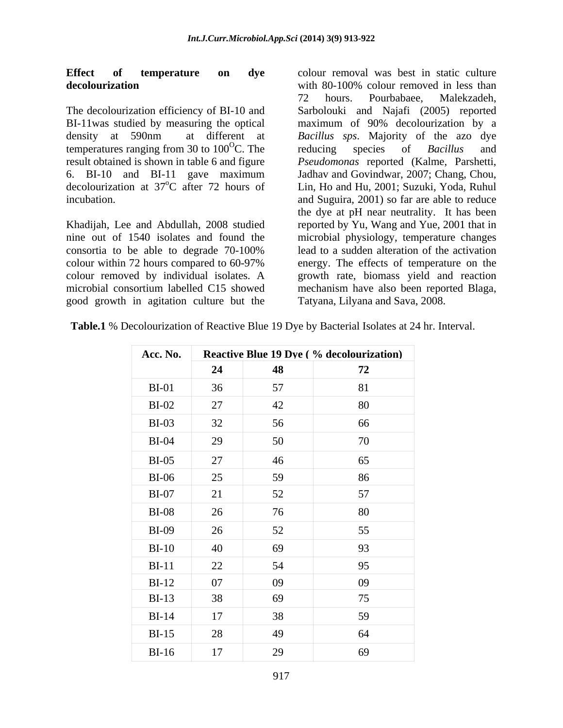**Effect of temperature on dye decolourization**

The decolourization efficiency of BI-10 and BI-11was studied by measuring the optical density at 590nm at different at temperatures ranging from 30 to 100$^{O}$C. The result obtained is shown in table 6 and figure 6. BI-10 and BI-11 gave maximum decolourization at 37$^{o}$C after 72 hours of incubation.

Khadijah, Lee and Abdullah, 2008 studied nine out of 1540 isolates and found the consortia to be able to degrade 70-100% colour within 72 hours compared to 60-97% colour removed by individual isolates. A microbial consortium labelled C15 showed good growth in agitation culture but the colour removal was best in static culture with 80-100% colour removed in less than 72 hours. Pourbabaee, Malekzadeh, Sarbolouki and Najafi (2005) reported maximum of 90% decolourization by a *Bacillus sps*. Majority of the azo dye reducing species of *Bacillus* and *Pseudomonas* reported (Kalme, Parshetti, Jadhav and Govindwar, 2007; Chang, Chou, Lin, Ho and Hu, 2001; Suzuki, Yoda, Ruhul and Suguira, 2001) so far are able to reduce the dye at pH near neutrality. It has been reported by Yu, Wang and Yue, 2001 that in microbial physiology, temperature changes lead to a sudden alteration of the activation energy. The effects of temperature on the growth rate, biomass yield and reaction mechanism have also been reported Blaga, Tatyana, Lilyana and Sava, 2008.

**Table.1** % Decolourization of Reactive Blue 19 Dye by Bacterial Isolates at 24 hr. Interval.

| Acc. No. | Reactive Blue 19 Dye ( % decolourization) | | |
|---|---|---|---|
| | 24 | 48 | 72 |
| BI-01 | 36 | 57 | 81 |
| BI-02 | 27 | 42 | 80 |
| BI-03 | 32 | 56 | 66 |
| BI-04 | 29 | 50 | 70 |
| BI-05 | 27 | 46 | 65 |
| BI-06 | 25 | 59 | 86 |
| BI-07 | 21 | 52 | 57 |
| BI-08 | 26 | 76 | 80 |
| BI-09 | 26 | 52 | 55 |
| BI-10 | 40 | 69 | 93 |
| BI-11 | 22 | 54 | 95 |
| BI-12 | 07 | 09 | 09 |
| BI-13 | 38 | 69 | 75 |
| BI-14 | 17 | 38 | 59 |
| BI-15 | 28 | 49 | 64 |
| BI-16 | 17 | 29 | 69 |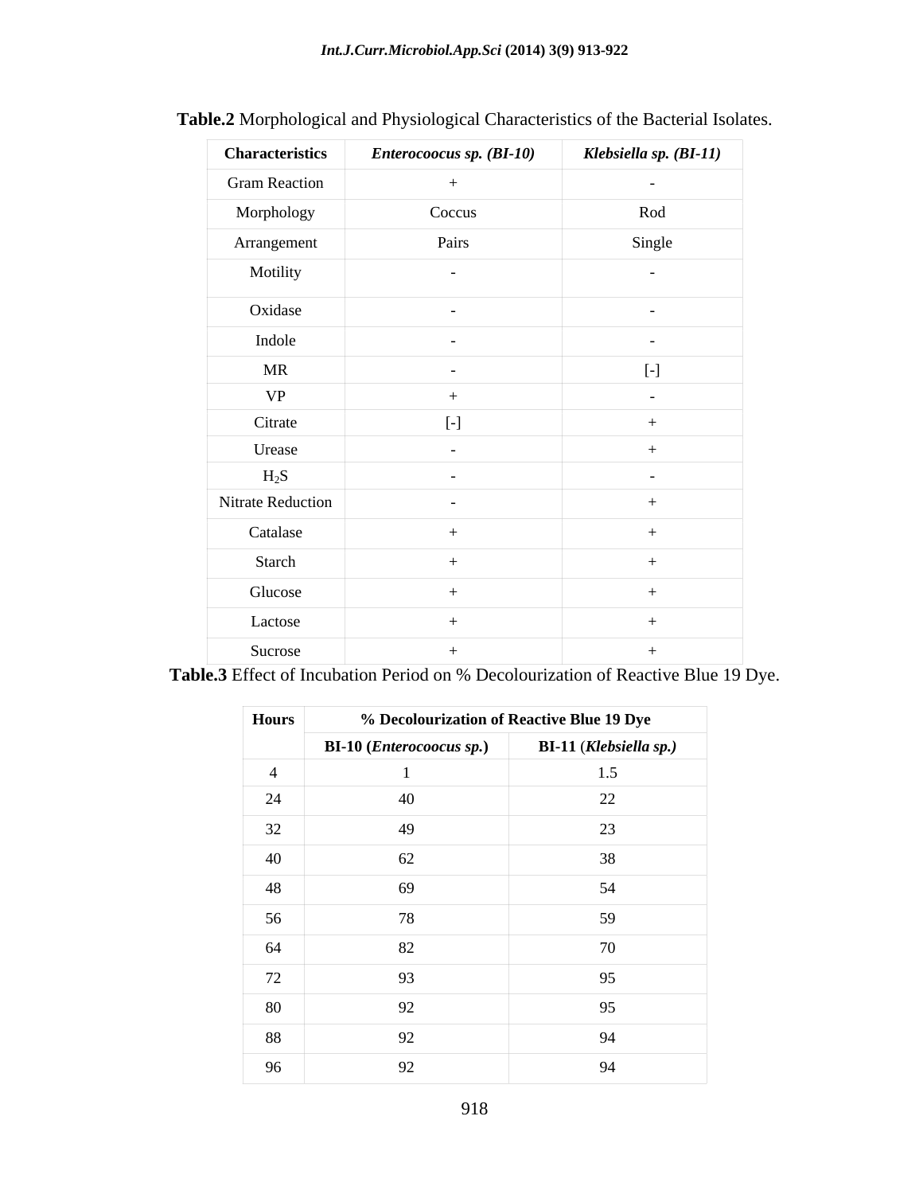**Table.2** Morphological and Physiological Characteristics of the Bacterial Isolates.

| Characteristics | *Enterocoocus sp. (BI-10)* | *Klebsiella sp. (BI-11)* |
|---|---|---|
| Gram Reaction | + | - |
| Morphology | Coccus | Rod |
| Arrangement | Pairs | Single |
| Motility | - | - |
| Oxidase | - | - |
| Indole | - | - |
| MR | - | [-] |
| VP | + | - |
| Citrate | [-] | + |
| Urease | - | + |
| $H_2S$ | - | - |
| Nitrate Reduction | - | + |
| Catalase | + | + |
| Starch | + | + |
| Glucose | + | + |
| Lactose | + | + |
| Sucrose | + | + |

**Table.3** Effect of Incubation Period on % Decolourization of Reactive Blue 19 Dye.

| Hours | % Decolourization of Reactive Blue 19 Dye | |
|---|---|---|
| | BI-10 (*Enterocoocus sp.*) | BI-11 (*Klebsiella sp.*) |
| 4 | 1 | 1.5 |
| 24 | 40 | 22 |
| 32 | 49 | 23 |
| 40 | 62 | 38 |
| 48 | 69 | 54 |
| 56 | 78 | 59 |
| 64 | 82 | 70 |
| 72 | 93 | 95 |
| 80 | 92 | 95 |
| 88 | 92 | 94 |
| 96 | 92 | 94 |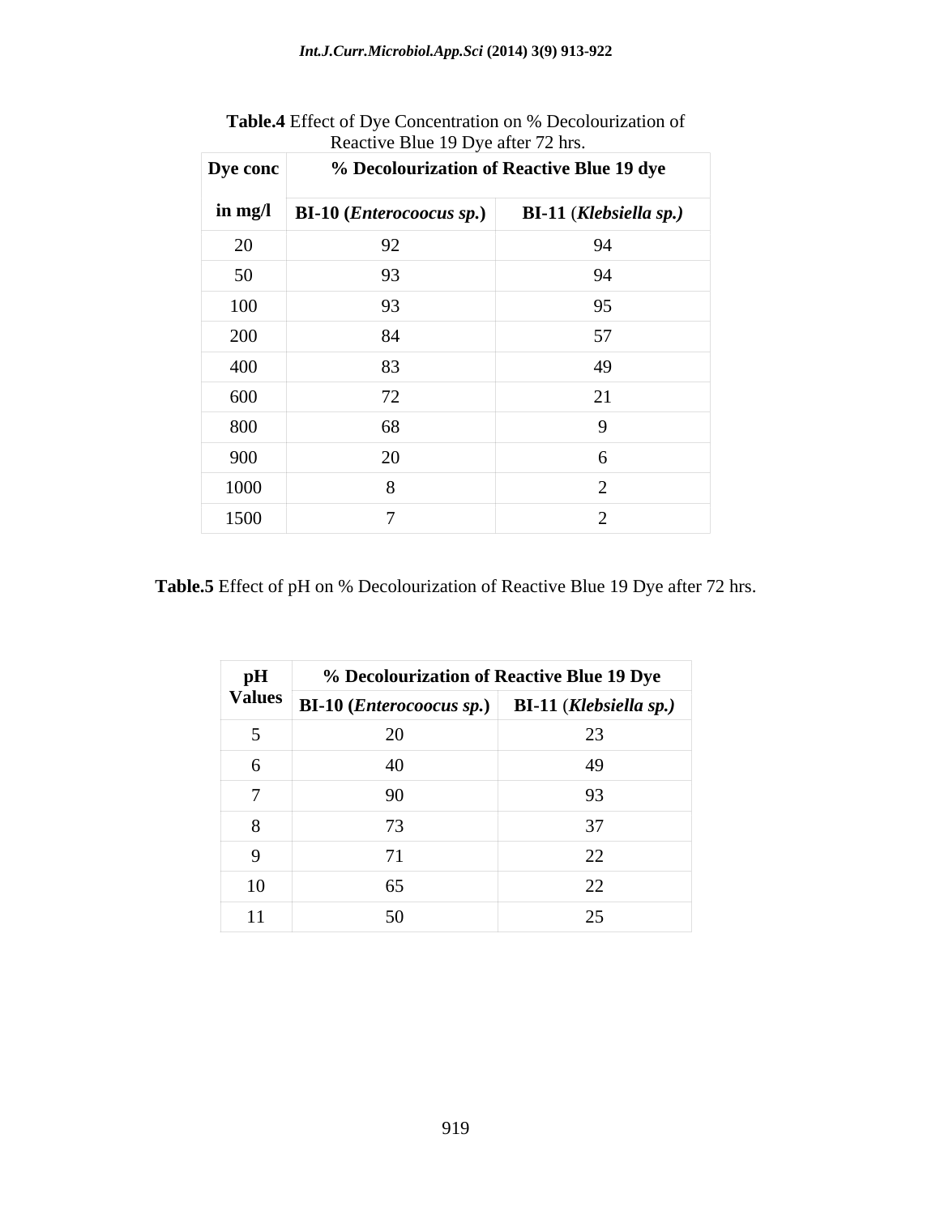**Table.4** Effect of Dye Concentration on % Decolourization of Reactive Blue 19 Dye after 72 hrs.

| Dye conc in mg/l | % Decolourization of Reactive Blue 19 dye | |
|---|---|---|
| | **BI-10 (*Enterocoocus sp.*)** | **BI-11 (*Klebsiella sp.*)** |
| 20 | 92 | 94 |
| 50 | 93 | 94 |
| 100 | 93 | 95 |
| 200 | 84 | 57 |
| 400 | 83 | 49 |
| 600 | 72 | 21 |
| 800 | 68 | 9 |
| 900 | 20 | 6 |
| 1000 | 8 | 2 |
| 1500 | 7 | 2 |

**Table.5** Effect of pH on % Decolourization of Reactive Blue 19 Dye after 72 hrs.

| pH Values | % Decolourization of Reactive Blue 19 Dye | |
|---|---|---|
| | **BI-10 (*Enterocoocus sp.*)** | **BI-11 (*Klebsiella sp.*)** |
| 5 | 20 | 23 |
| 6 | 40 | 49 |
| 7 | 90 | 93 |
| 8 | 73 | 37 |
| 9 | 71 | 22 |
| 10 | 65 | 22 |
| 11 | 50 | 25 |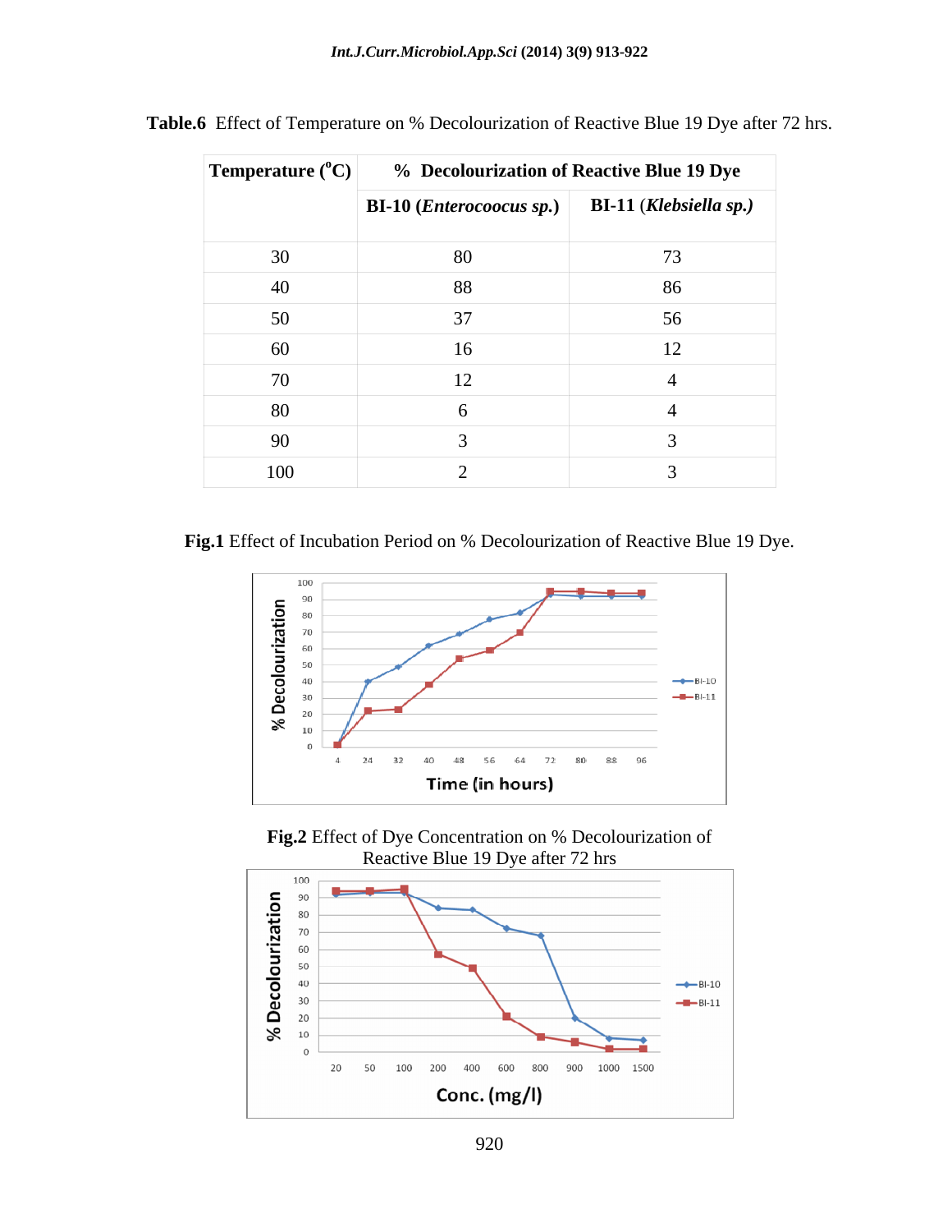**Table.6** Effect of Temperature on % Decolourization of Reactive Blue 19 Dye after 72 hrs.

| Temperature ($^{o}$C) | % Decolourization of Reactive Blue 19 Dye | |
|---|---|---|
| | **BI-10 (*Enterocoocus sp.*)** | **BI-11 (*Klebsiella sp.*)** |
| 30 | 80 | 73 |
| 40 | 88 | 86 |
| 50 | 37 | 56 |
| 60 | 16 | 12 |
| 70 | 12 | 4 |
| 80 | 6 | 4 |
| 90 | 3 | 3 |
| 100 | 2 | 3 |

**Fig.1** Effect of Incubation Period on % Decolourization of Reactive Blue 19 Dye.

**Fig.2** Effect of Dye Concentration on % Decolourization of Reactive Blue 19 Dye after 72 hrs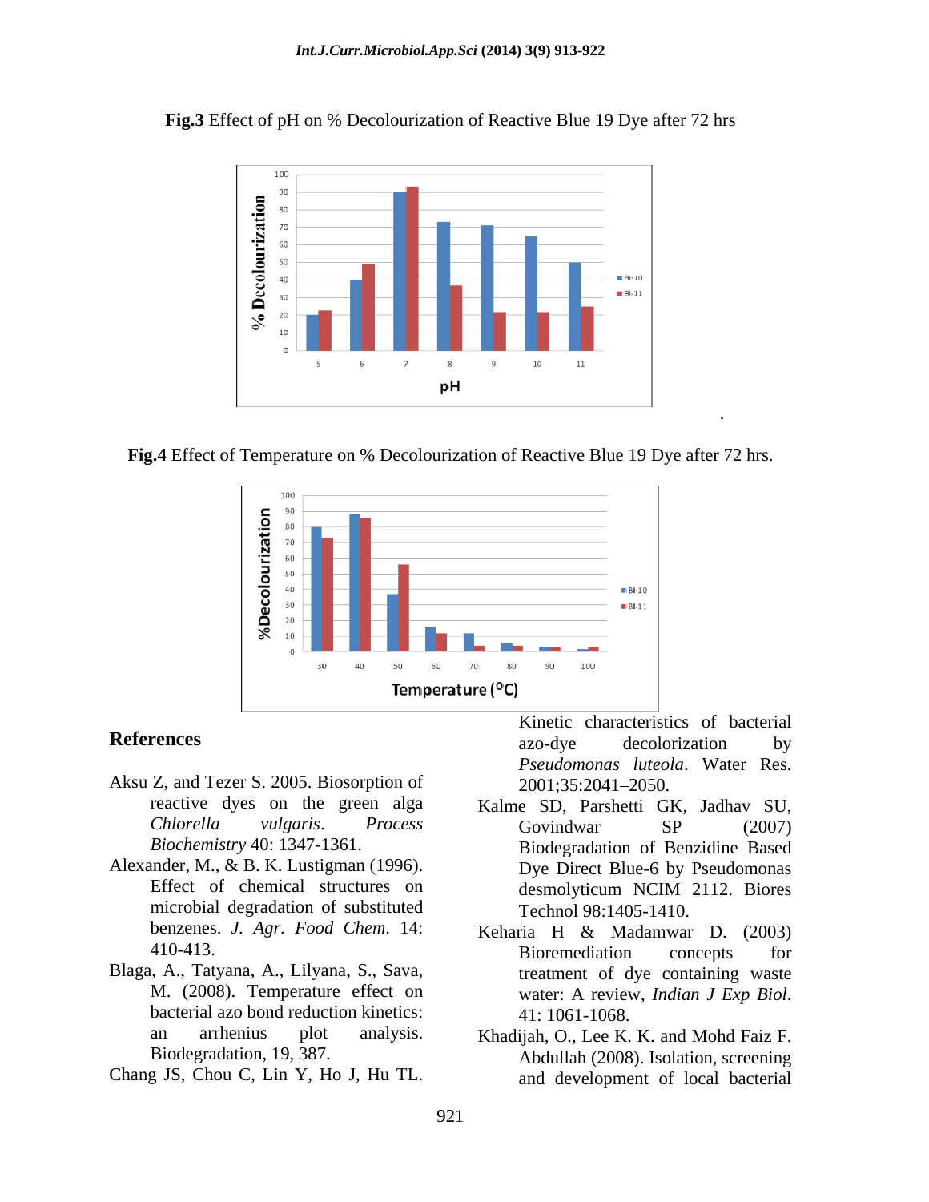**Fig.3** Effect of pH on % Decolourization of Reactive Blue 19 Dye after 72 hrs

**Fig.4** Effect of Temperature on % Decolourization of Reactive Blue 19 Dye after 72 hrs.

## References

Aksu Z, and Tezer S. 2005. Biosorption of reactive dyes on the green alga *Chlorella vulgaris*. *Process Biochemistry* 40: 1347-1361.

Alexander, M., & B. K. Lustigman (1996). Effect of chemical structures on microbial degradation of substituted benzenes. *J. Agr. Food Chem*. 14: 410-413.

Blaga, A., Tatyana, A., Lilyana, S., Sava, M. (2008). Temperature effect on bacterial azo bond reduction kinetics: an arrhenius plot analysis. Biodegradation, 19, 387.

Chang JS, Chou C, Lin Y, Ho J, Hu TL. Kinetic characteristics of bacterial azo-dye decolorization by *Pseudomonas luteola*. Water Res. 2001;35:2041–2050.

Kalme SD, Parshetti GK, Jadhav SU, Govindwar SP (2007) Biodegradation of Benzidine Based Dye Direct Blue-6 by Pseudomonas desmolyticum NCIM 2112. Biores Technol 98:1405-1410.

Keharia H & Madamwar D. (2003) Bioremediation concepts for treatment of dye containing waste water: A review, *Indian J Exp Biol*. 41: 1061-1068.

Khadijah, O., Lee K. K. and Mohd Faiz F. Abdullah (2008). Isolation, screening and development of local bacterial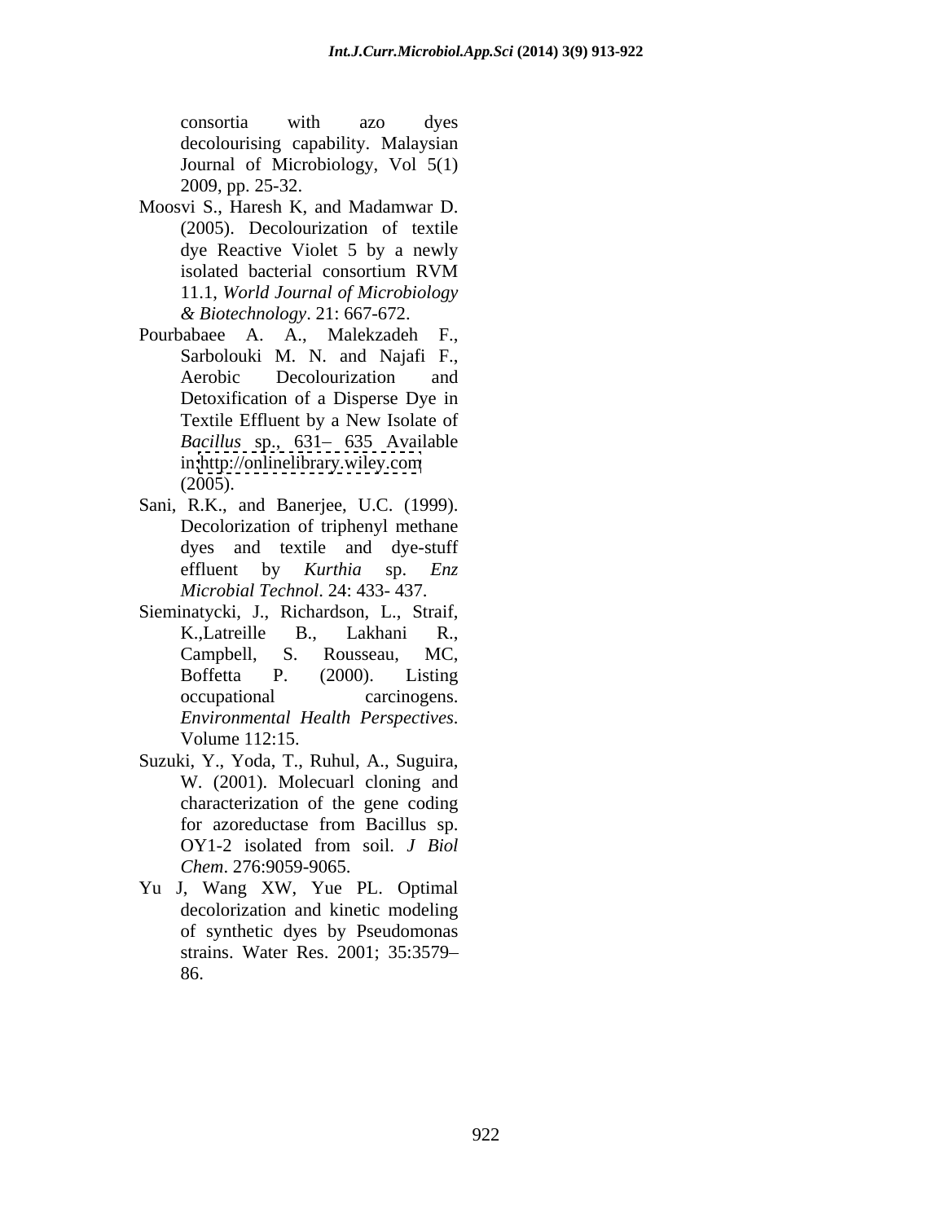consortia with azo dyes decolourising capability. Malaysian Journal of Microbiology, Vol 5(1) 2009, pp. 25-32.

Moosvi S., Haresh K, and Madamwar D. (2005). Decolourization of textile dye Reactive Violet 5 by a newly isolated bacterial consortium RVM 11.1, *World Journal of Microbiology & Biotechnology*. 21: 667-672.

Pourbabaee A. A., Malekzadeh F., Sarbolouki M. N. and Najafi F., Aerobic Decolourization and Detoxification of a Disperse Dye in Textile Effluent by a New Isolate of *Bacillus* sp., 631– 635 Available in http://onlinelibrary.wiley.com (2005).

Sani, R.K., and Banerjee, U.C. (1999). Decolorization of triphenyl methane dyes and textile and dye-stuff effluent by *Kurthia* sp. *Enz Microbial Technol*. 24: 433- 437.

Sieminatycki, J., Richardson, L., Straif, K.,Latreille B., Lakhani R., Campbell, S. Rousseau, MC, Boffetta P. (2000). Listing occupational carcinogens. *Environmental Health Perspectives*. Volume 112:15.

Suzuki, Y., Yoda, T., Ruhul, A., Suguira, W. (2001). Molecuarl cloning and characterization of the gene coding for azoreductase from Bacillus sp. OY1-2 isolated from soil. *J Biol Chem*. 276:9059-9065.

Yu J, Wang XW, Yue PL. Optimal decolorization and kinetic modeling of synthetic dyes by Pseudomonas strains. Water Res. 2001; 35:3579–86.